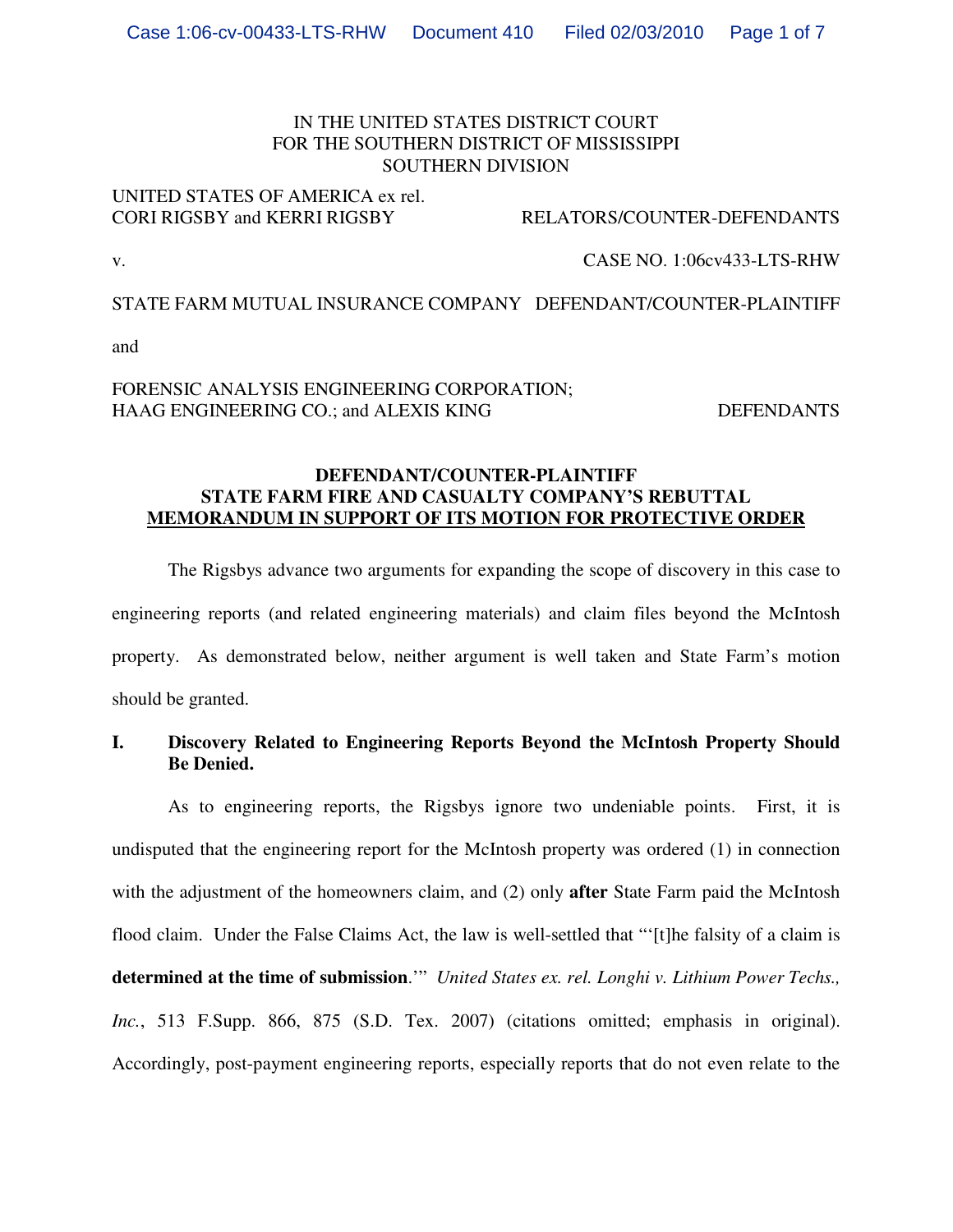IN THE UNITED STATES DISTRICT COURT
FOR THE SOUTHERN DISTRICT OF MISSISSIPPI
SOUTHERN DIVISION

UNITED STATES OF AMERICA ex rel.
CORI RIGSBY and KERRI RIGSBY RELATORS/COUNTER-DEFENDANTS

v. CASE NO. 1:06cv433-LTS-RHW

STATE FARM MUTUAL INSURANCE COMPANY DEFENDANT/COUNTER-PLAINTIFF

and

FORENSIC ANALYSIS ENGINEERING CORPORATION;
HAAG ENGINEERING CO.; and ALEXIS KING DEFENDANTS

**DEFENDANT/COUNTER-PLAINTIFF
STATE FARM FIRE AND CASUALTY COMPANY'S REBUTTAL
MEMORANDUM IN SUPPORT OF ITS MOTION FOR PROTECTIVE ORDER**

The Rigsbys advance two arguments for expanding the scope of discovery in this case to engineering reports (and related engineering materials) and claim files beyond the McIntosh property. As demonstrated below, neither argument is well taken and State Farm's motion should be granted.

## I. Discovery Related to Engineering Reports Beyond the McIntosh Property Should Be Denied.

As to engineering reports, the Rigsbys ignore two undeniable points. First, it is undisputed that the engineering report for the McIntosh property was ordered (1) in connection with the adjustment of the homeowners claim, and (2) only **after** State Farm paid the McIntosh flood claim. Under the False Claims Act, the law is well-settled that "'[t]he falsity of a claim is **determined at the time of submission**.'" *United States ex. rel. Longhi v. Lithium Power Techs., Inc.*, 513 F.Supp. 866, 875 (S.D. Tex. 2007) (citations omitted; emphasis in original). Accordingly, post-payment engineering reports, especially reports that do not even relate to the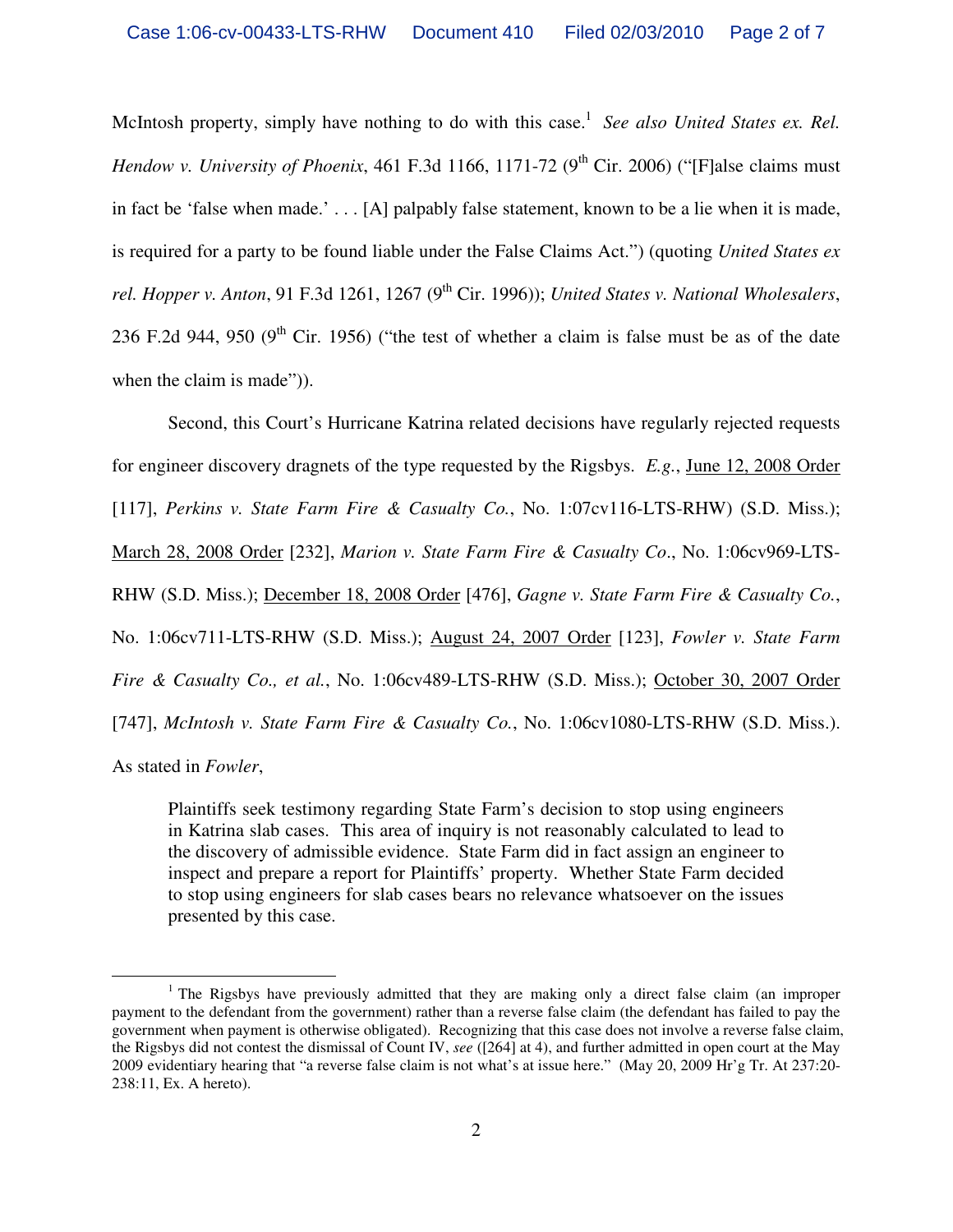McIntosh property, simply have nothing to do with this case.[1] *See also United States ex. Rel. Hendow v. University of Phoenix*, 461 F.3d 1166, 1171-72 (9th Cir. 2006) ("[F]alse claims must in fact be 'false when made.' . . . [A] palpably false statement, known to be a lie when it is made, is required for a party to be found liable under the False Claims Act.") (quoting *United States ex rel. Hopper v. Anton*, 91 F.3d 1261, 1267 (9th Cir. 1996)); *United States v. National Wholesalers*, 236 F.2d 944, 950 (9th Cir. 1956) ("the test of whether a claim is false must be as of the date when the claim is made")).

Second, this Court's Hurricane Katrina related decisions have regularly rejected requests for engineer discovery dragnets of the type requested by the Rigsbys. *E.g.*, June 12, 2008 Order [117], *Perkins v. State Farm Fire & Casualty Co.*, No. 1:07cv116-LTS-RHW) (S.D. Miss.); March 28, 2008 Order [232], *Marion v. State Farm Fire & Casualty Co*., No. 1:06cv969-LTS-RHW (S.D. Miss.); December 18, 2008 Order [476], *Gagne v. State Farm Fire & Casualty Co.*, No. 1:06cv711-LTS-RHW (S.D. Miss.); August 24, 2007 Order [123], *Fowler v. State Farm Fire & Casualty Co., et al.*, No. 1:06cv489-LTS-RHW (S.D. Miss.); October 30, 2007 Order [747], *McIntosh v. State Farm Fire & Casualty Co.*, No. 1:06cv1080-LTS-RHW (S.D. Miss.). As stated in *Fowler*,

> Plaintiffs seek testimony regarding State Farm's decision to stop using engineers in Katrina slab cases. This area of inquiry is not reasonably calculated to lead to the discovery of admissible evidence. State Farm did in fact assign an engineer to inspect and prepare a report for Plaintiffs' property. Whether State Farm decided to stop using engineers for slab cases bears no relevance whatsoever on the issues presented by this case.

---

[1] The Rigsbys have previously admitted that they are making only a direct false claim (an improper payment to the defendant from the government) rather than a reverse false claim (the defendant has failed to pay the government when payment is otherwise obligated). Recognizing that this case does not involve a reverse false claim, the Rigsbys did not contest the dismissal of Count IV, *see* ([264] at 4), and further admitted in open court at the May 2009 evidentiary hearing that "a reverse false claim is not what's at issue here." (May 20, 2009 Hr'g Tr. At 237:20-238:11, Ex. A hereto).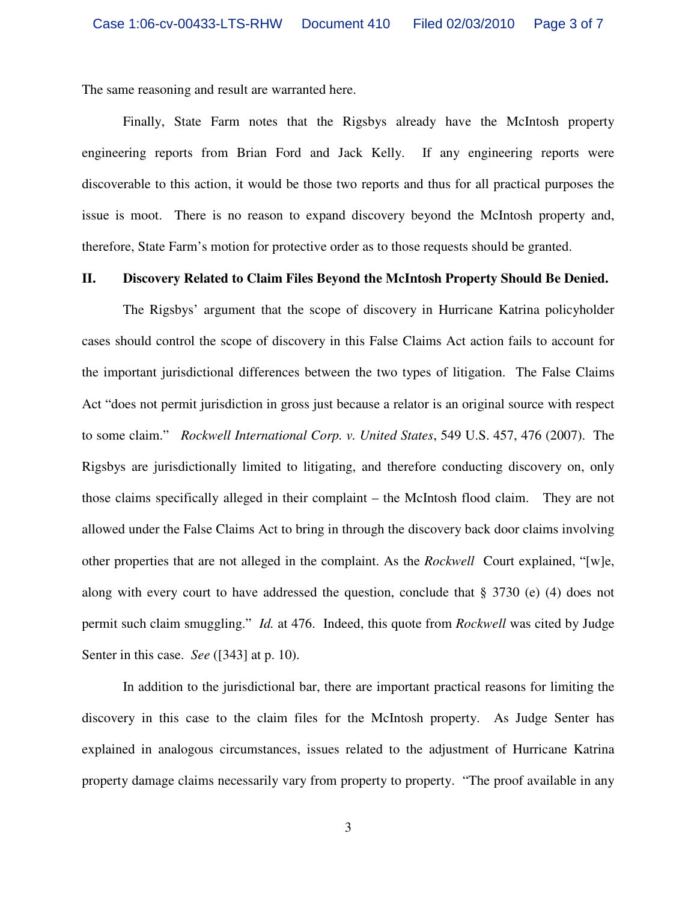The same reasoning and result are warranted here.

Finally, State Farm notes that the Rigsbys already have the McIntosh property engineering reports from Brian Ford and Jack Kelly. If any engineering reports were discoverable to this action, it would be those two reports and thus for all practical purposes the issue is moot. There is no reason to expand discovery beyond the McIntosh property and, therefore, State Farm's motion for protective order as to those requests should be granted.

## II. Discovery Related to Claim Files Beyond the McIntosh Property Should Be Denied.

The Rigsbys' argument that the scope of discovery in Hurricane Katrina policyholder cases should control the scope of discovery in this False Claims Act action fails to account for the important jurisdictional differences between the two types of litigation. The False Claims Act "does not permit jurisdiction in gross just because a relator is an original source with respect to some claim." *Rockwell International Corp. v. United States*, 549 U.S. 457, 476 (2007). The Rigsbys are jurisdictionally limited to litigating, and therefore conducting discovery on, only those claims specifically alleged in their complaint – the McIntosh flood claim. They are not allowed under the False Claims Act to bring in through the discovery back door claims involving other properties that are not alleged in the complaint. As the *Rockwell* Court explained, "[w]e, along with every court to have addressed the question, conclude that § 3730 (e) (4) does not permit such claim smuggling." *Id.* at 476. Indeed, this quote from *Rockwell* was cited by Judge Senter in this case. *See* ([343] at p. 10).

In addition to the jurisdictional bar, there are important practical reasons for limiting the discovery in this case to the claim files for the McIntosh property. As Judge Senter has explained in analogous circumstances, issues related to the adjustment of Hurricane Katrina property damage claims necessarily vary from property to property. "The proof available in any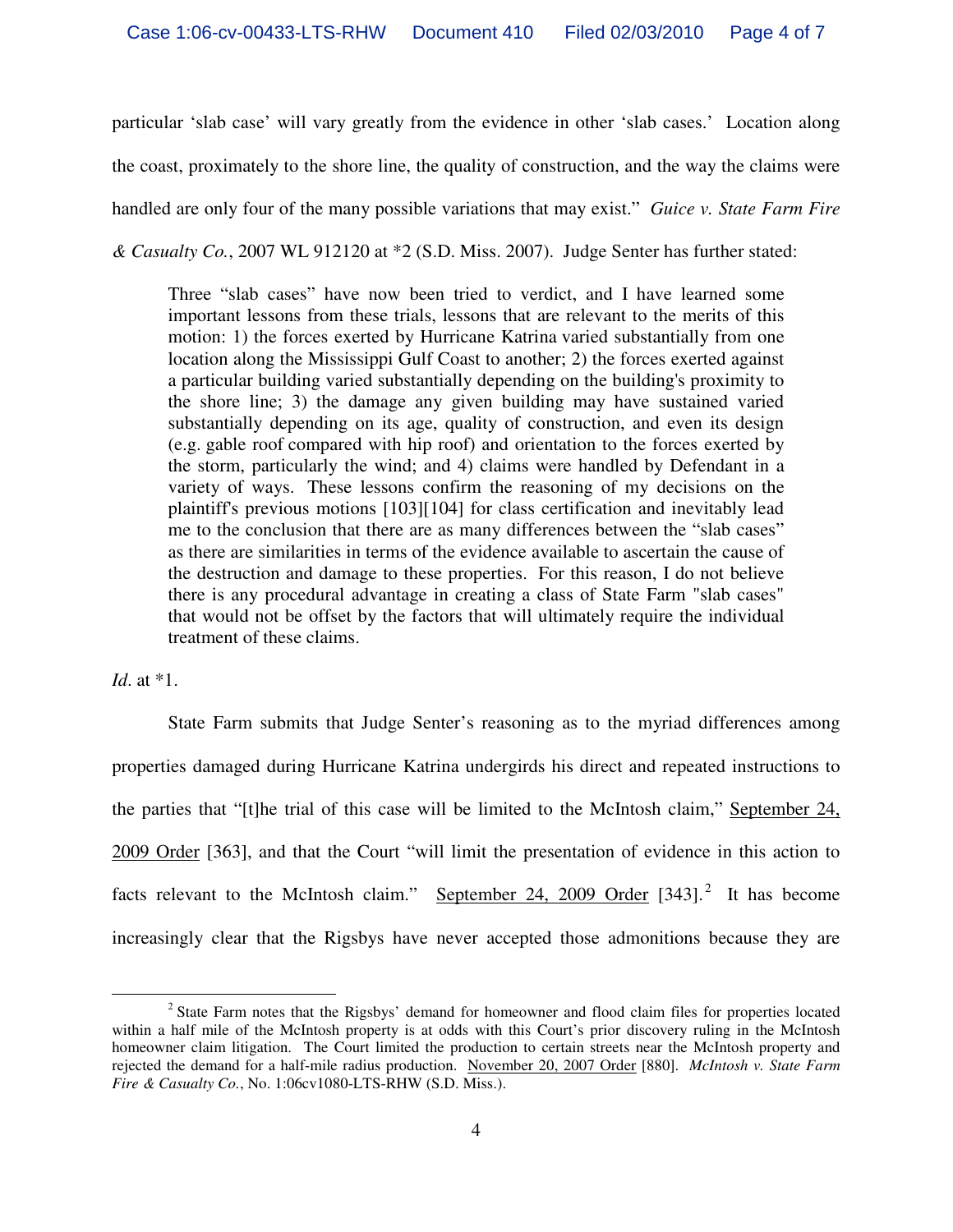particular 'slab case' will vary greatly from the evidence in other 'slab cases.' Location along the coast, proximately to the shore line, the quality of construction, and the way the claims were handled are only four of the many possible variations that may exist." *Guice v. State Farm Fire & Casualty Co.*, 2007 WL 912120 at *2 (S.D. Miss. 2007). Judge Senter has further stated:

> Three "slab cases" have now been tried to verdict, and I have learned some important lessons from these trials, lessons that are relevant to the merits of this motion: 1) the forces exerted by Hurricane Katrina varied substantially from one location along the Mississippi Gulf Coast to another; 2) the forces exerted against a particular building varied substantially depending on the building's proximity to the shore line; 3) the damage any given building may have sustained varied substantially depending on its age, quality of construction, and even its design (e.g. gable roof compared with hip roof) and orientation to the forces exerted by the storm, particularly the wind; and 4) claims were handled by Defendant in a variety of ways. These lessons confirm the reasoning of my decisions on the plaintiff's previous motions [103][104] for class certification and inevitably lead me to the conclusion that there are as many differences between the "slab cases" as there are similarities in terms of the evidence available to ascertain the cause of the destruction and damage to these properties. For this reason, I do not believe there is any procedural advantage in creating a class of State Farm "slab cases" that would not be offset by the factors that will ultimately require the individual treatment of these claims.

*Id*. at *1.

State Farm submits that Judge Senter's reasoning as to the myriad differences among properties damaged during Hurricane Katrina undergirds his direct and repeated instructions to the parties that "[t]he trial of this case will be limited to the McIntosh claim," September 24, 2009 Order [363], and that the Court "will limit the presentation of evidence in this action to facts relevant to the McIntosh claim." September 24, 2009 Order [343].[2] It has become increasingly clear that the Rigsbys have never accepted those admonitions because they are

[2] State Farm notes that the Rigsbys' demand for homeowner and flood claim files for properties located within a half mile of the McIntosh property is at odds with this Court's prior discovery ruling in the McIntosh homeowner claim litigation. The Court limited the production to certain streets near the McIntosh property and rejected the demand for a half-mile radius production. November 20, 2007 Order [880]. *McIntosh v. State Farm Fire & Casualty Co.*, No. 1:06cv1080-LTS-RHW (S.D. Miss.).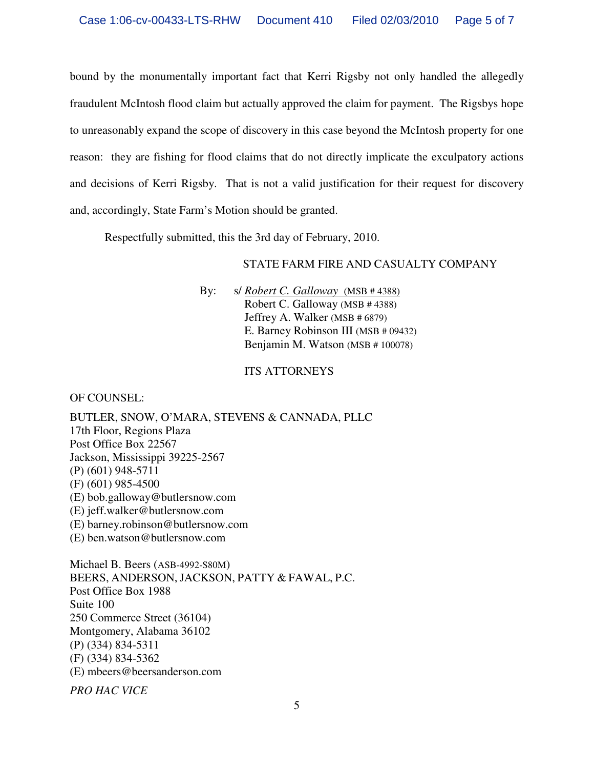bound by the monumentally important fact that Kerri Rigsby not only handled the allegedly fraudulent McIntosh flood claim but actually approved the claim for payment. The Rigsbys hope to unreasonably expand the scope of discovery in this case beyond the McIntosh property for one reason: they are fishing for flood claims that do not directly implicate the exculpatory actions and decisions of Kerri Rigsby. That is not a valid justification for their request for discovery and, accordingly, State Farm's Motion should be granted.

Respectfully submitted, this the 3rd day of February, 2010.

STATE FARM FIRE AND CASUALTY COMPANY

By: s/ *Robert C. Galloway* (MSB # 4388)
Robert C. Galloway (MSB # 4388)
Jeffrey A. Walker (MSB # 6879)
E. Barney Robinson III (MSB # 09432)
Benjamin M. Watson (MSB # 100078)

ITS ATTORNEYS

OF COUNSEL:

BUTLER, SNOW, O'MARA, STEVENS & CANNADA, PLLC
17th Floor, Regions Plaza
Post Office Box 22567
Jackson, Mississippi 39225-2567
(P) (601) 948-5711
(F) (601) 985-4500
(E) bob.galloway@butlersnow.com
(E) jeff.walker@butlersnow.com
(E) barney.robinson@butlersnow.com
(E) ben.watson@butlersnow.com

Michael B. Beers (ASB-4992-S80M)
BEERS, ANDERSON, JACKSON, PATTY & FAWAL, P.C.
Post Office Box 1988
Suite 100
250 Commerce Street (36104)
Montgomery, Alabama 36102
(P) (334) 834-5311
(F) (334) 834-5362
(E) mbeers@beersanderson.com

*PRO HAC VICE*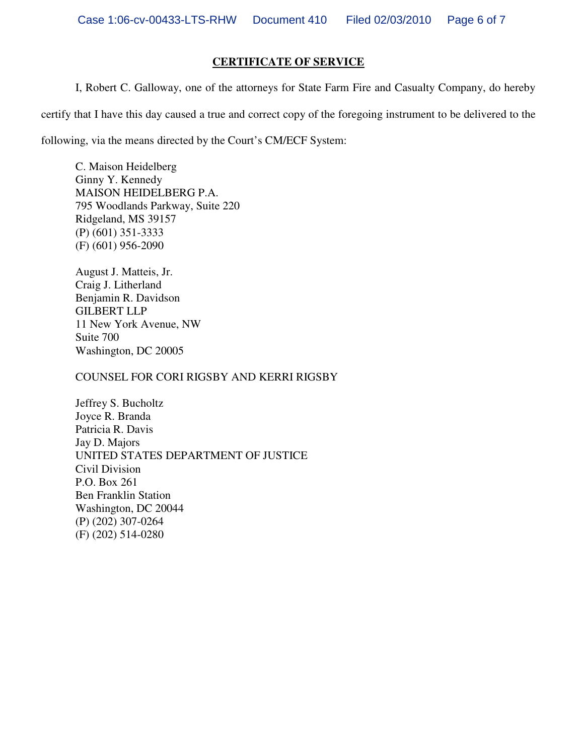# CERTIFICATE OF SERVICE

I, Robert C. Galloway, one of the attorneys for State Farm Fire and Casualty Company, do hereby certify that I have this day caused a true and correct copy of the foregoing instrument to be delivered to the following, via the means directed by the Court's CM/ECF System:

C. Maison Heidelberg
Ginny Y. Kennedy
MAISON HEIDELBERG P.A.
795 Woodlands Parkway, Suite 220
Ridgeland, MS 39157
(P) (601) 351-3333
(F) (601) 956-2090

August J. Matteis, Jr.
Craig J. Litherland
Benjamin R. Davidson
GILBERT LLP
11 New York Avenue, NW
Suite 700
Washington, DC 20005

COUNSEL FOR CORI RIGSBY AND KERRI RIGSBY

Jeffrey S. Bucholtz
Joyce R. Branda
Patricia R. Davis
Jay D. Majors
UNITED STATES DEPARTMENT OF JUSTICE
Civil Division
P.O. Box 261
Ben Franklin Station
Washington, DC 20044
(P) (202) 307-0264
(F) (202) 514-0280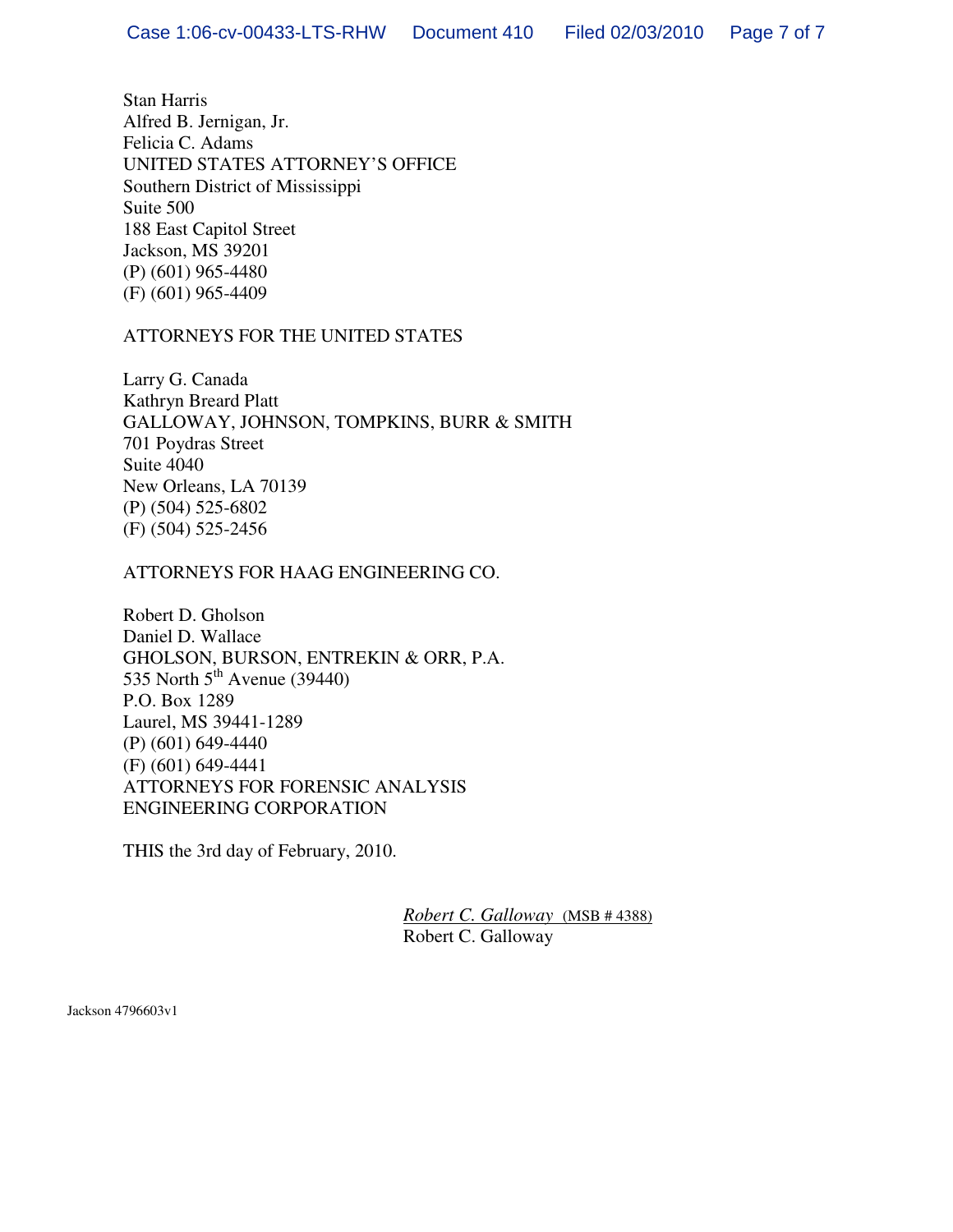Stan Harris
Alfred B. Jernigan, Jr.
Felicia C. Adams
UNITED STATES ATTORNEY'S OFFICE
Southern District of Mississippi
Suite 500
188 East Capitol Street
Jackson, MS 39201
(P) (601) 965-4480
(F) (601) 965-4409

ATTORNEYS FOR THE UNITED STATES

Larry G. Canada
Kathryn Breard Platt
GALLOWAY, JOHNSON, TOMPKINS, BURR & SMITH
701 Poydras Street
Suite 4040
New Orleans, LA 70139
(P) (504) 525-6802
(F) (504) 525-2456

ATTORNEYS FOR HAAG ENGINEERING CO.

Robert D. Gholson
Daniel D. Wallace
GHOLSON, BURSON, ENTREKIN & ORR, P.A.
535 North 5th Avenue (39440)
P.O. Box 1289
Laurel, MS 39441-1289
(P) (601) 649-4440
(F) (601) 649-4441
ATTORNEYS FOR FORENSIC ANALYSIS ENGINEERING CORPORATION

THIS the 3rd day of February, 2010.

*Robert C. Galloway* (MSB # 4388)
Robert C. Galloway

Jackson 4796603v1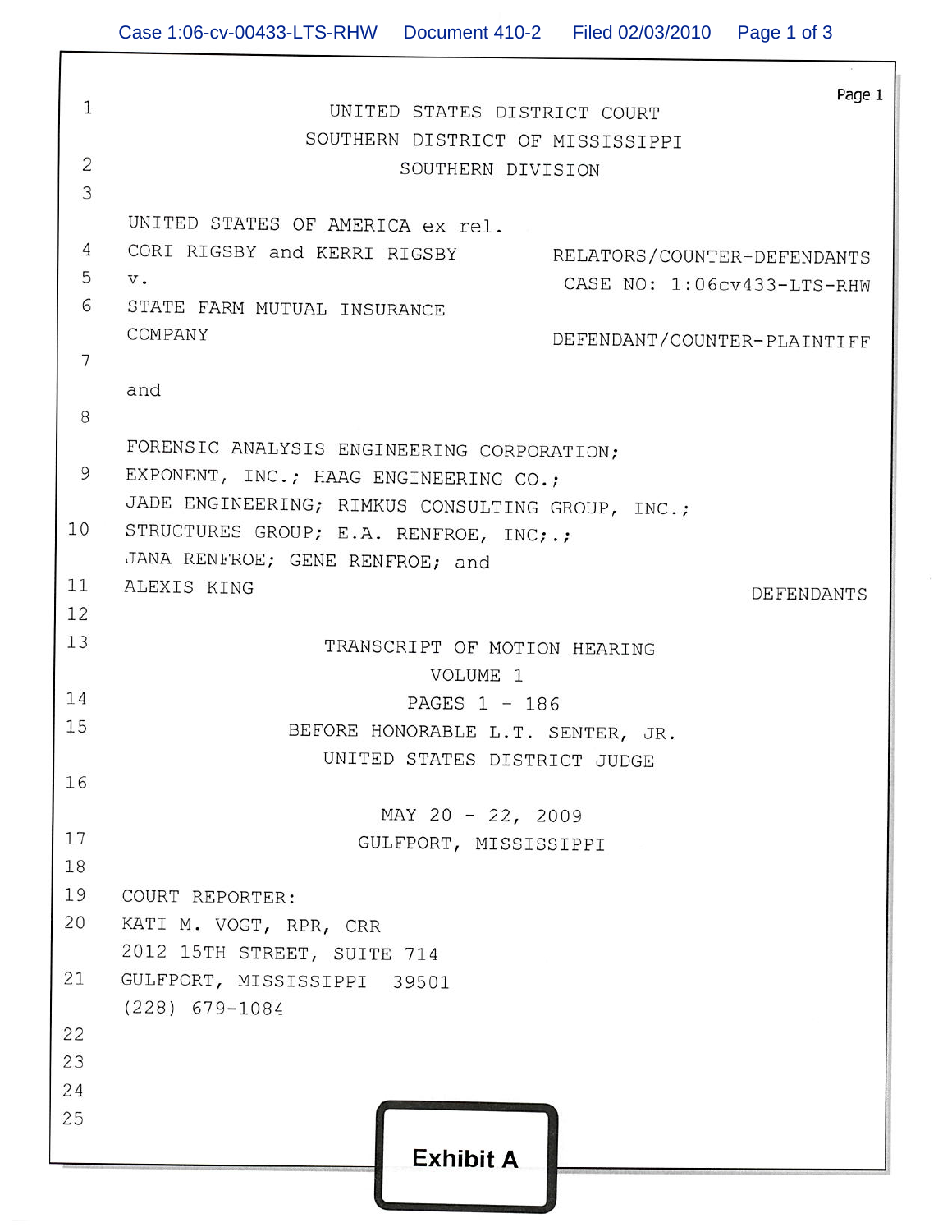UNITED STATES DISTRICT COURT
SOUTHERN DISTRICT OF MISSISSIPPI
SOUTHERN DIVISION

UNITED STATES OF AMERICA ex rel.
CORI RIGSBY and KERRI RIGSBY — RELATORS/COUNTER-DEFENDANTS

v. — CASE NO: 1:06cv433-LTS-RHW

STATE FARM MUTUAL INSURANCE COMPANY — DEFENDANT/COUNTER-PLAINTIFF

and

FORENSIC ANALYSIS ENGINEERING CORPORATION; EXPONENT, INC.; HAAG ENGINEERING CO.; JADE ENGINEERING; RIMKUS CONSULTING GROUP, INC.; STRUCTURES GROUP; E.A. RENFROE, INC;.; JANA RENFROE; GENE RENFROE; and ALEXIS KING — DEFENDANTS

TRANSCRIPT OF MOTION HEARING
VOLUME 1
PAGES 1 - 186
BEFORE HONORABLE L.T. SENTER, JR.
UNITED STATES DISTRICT JUDGE

MAY 20 - 22, 2009
GULFPORT, MISSISSIPPI

COURT REPORTER:
KATI M. VOGT, RPR, CRR
2012 15TH STREET, SUITE 714
GULFPORT, MISSISSIPPI 39501
(228) 679-1084

**Exhibit A**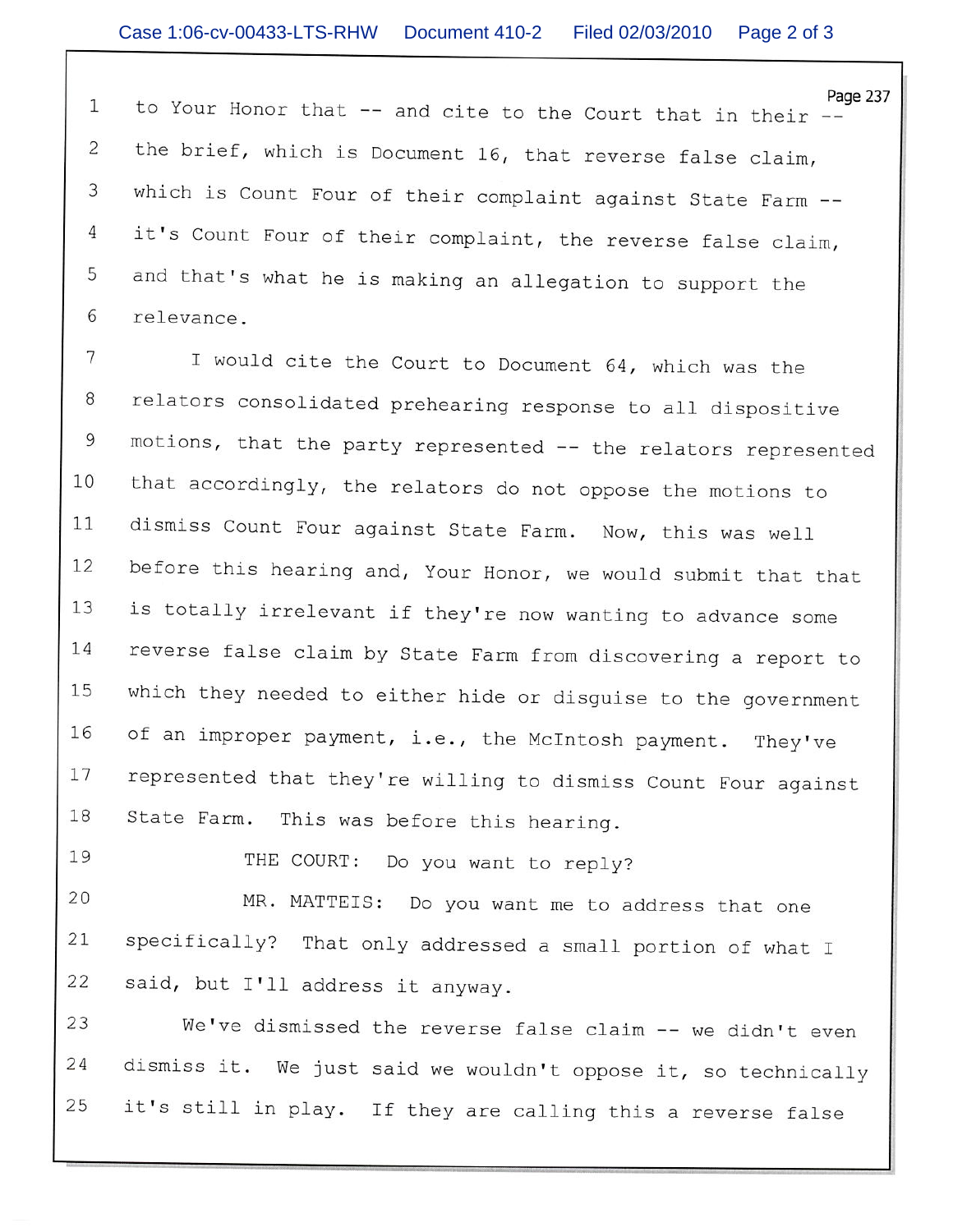1 to Your Honor that -- and cite to the Court that in their --

2 the brief, which is Document 16, that reverse false claim,

3 which is Count Four of their complaint against State Farm --

4 it's Count Four of their complaint, the reverse false claim,

5 and that's what he is making an allegation to support the

6 relevance.

7 I would cite the Court to Document 64, which was the

8 relators consolidated prehearing response to all dispositive

9 motions, that the party represented -- the relators represented

10 that accordingly, the relators do not oppose the motions to

11 dismiss Count Four against State Farm. Now, this was well

12 before this hearing and, Your Honor, we would submit that that

13 is totally irrelevant if they're now wanting to advance some

14 reverse false claim by State Farm from discovering a report to

15 which they needed to either hide or disguise to the government

16 of an improper payment, i.e., the McIntosh payment. They've

17 represented that they're willing to dismiss Count Four against

18 State Farm. This was before this hearing.

19 THE COURT: Do you want to reply?

20 MR. MATTEIS: Do you want me to address that one

21 specifically? That only addressed a small portion of what I

22 said, but I'll address it anyway.

23 We've dismissed the reverse false claim -- we didn't even

24 dismiss it. We just said we wouldn't oppose it, so technically

25 it's still in play. If they are calling this a reverse false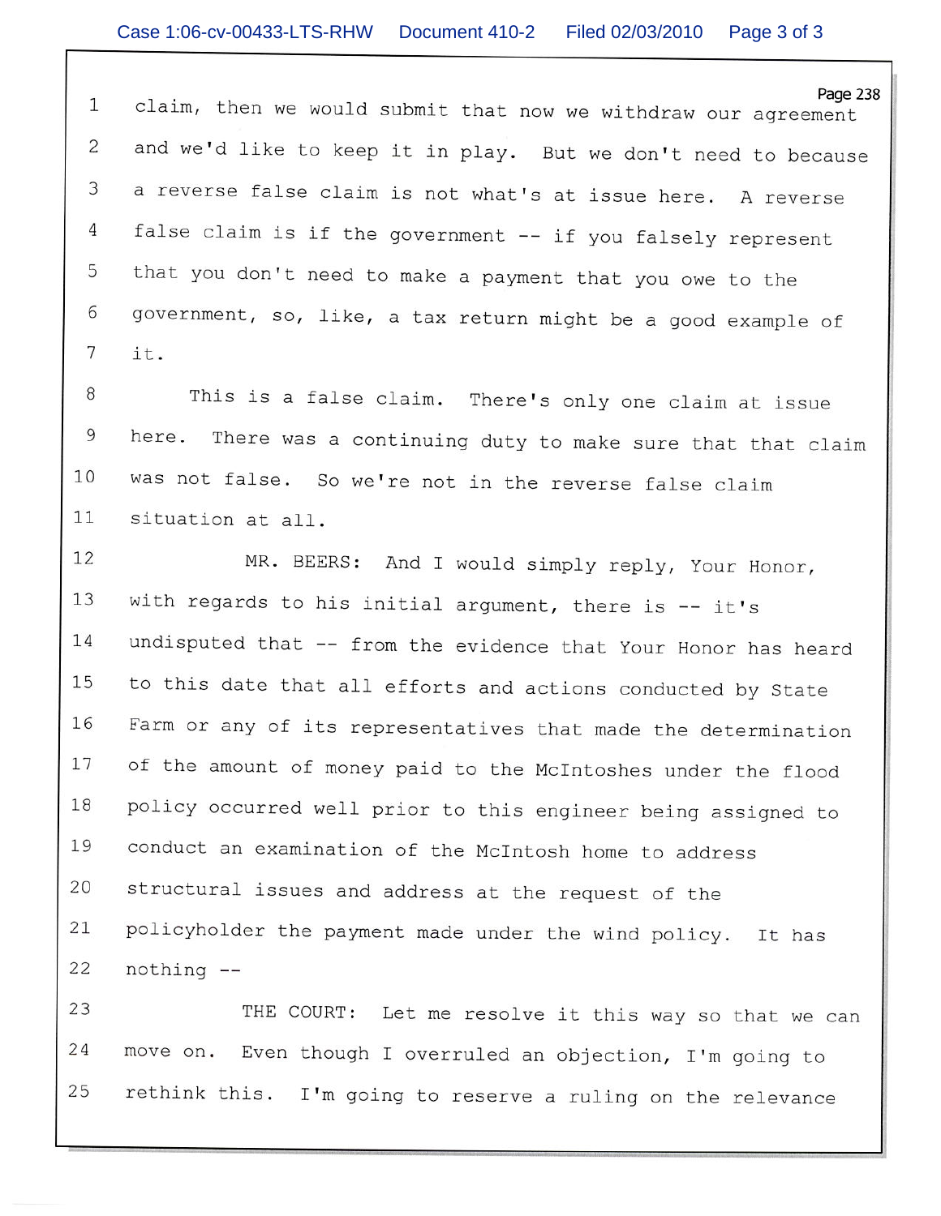claim, then we would submit that now we withdraw our agreement and we'd like to keep it in play. But we don't need to because a reverse false claim is not what's at issue here. A reverse false claim is if the government -- if you falsely represent that you don't need to make a payment that you owe to the government, so, like, a tax return might be a good example of it.

This is a false claim. There's only one claim at issue here. There was a continuing duty to make sure that that claim was not false. So we're not in the reverse false claim situation at all.

MR. BEERS: And I would simply reply, Your Honor, with regards to his initial argument, there is -- it's undisputed that -- from the evidence that Your Honor has heard to this date that all efforts and actions conducted by State Farm or any of its representatives that made the determination of the amount of money paid to the McIntoshes under the flood policy occurred well prior to this engineer being assigned to conduct an examination of the McIntosh home to address structural issues and address at the request of the policyholder the payment made under the wind policy. It has nothing --

THE COURT: Let me resolve it this way so that we can move on. Even though I overruled an objection, I'm going to rethink this. I'm going to reserve a ruling on the relevance